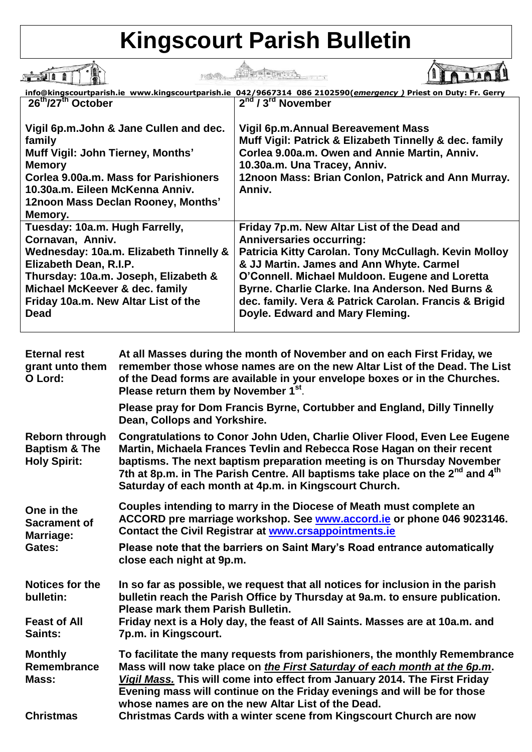# Kingscourt Parish Bulletin

**info@kingscourtparish.ie www.kingscourtparish.ie 042/9667314 086 2102590(*emergency* ) Priest on Duty: Fr. Gerry**

| 26th/27th October | 2nd / 3rd November |
|---|---|
| **Vigil 6p.m.John & Jane Cullen and dec. family**<br>**Muff Vigil: John Tierney, Months' Memory**<br>**Corlea 9.00a.m. Mass for Parishioners**<br>**10.30a.m. Eileen McKenna Anniv.**<br>**12noon Mass Declan Rooney, Months' Memory.** | **Vigil 6p.m.Annual Bereavement Mass**<br>**Muff Vigil: Patrick & Elizabeth Tinnelly & dec. family**<br>**Corlea 9.00a.m. Owen and Annie Martin, Anniv.**<br>**10.30a.m. Una Tracey, Anniv.**<br>**12noon Mass: Brian Conlon, Patrick and Ann Murray. Anniv.** |
| **Tuesday: 10a.m. Hugh Farrelly, Cornavan, Anniv.**<br>**Wednesday: 10a.m. Elizabeth Tinnelly & Elizabeth Dean, R.I.P.**<br>**Thursday: 10a.m. Joseph, Elizabeth & Michael McKeever & dec. family**<br>**Friday 10a.m. New Altar List of the Dead** | **Friday 7p.m. New Altar List of the Dead and Anniversaries occurring:**<br>**Patricia Kitty Carolan. Tony McCullagh. Kevin Molloy & JJ Martin. James and Ann Whyte. Carmel O'Connell. Michael Muldoon. Eugene and Loretta Byrne. Charlie Clarke. Ina Anderson. Ned Burns & dec. family. Vera & Patrick Carolan. Francis & Brigid Doyle. Edward and Mary Fleming.** |

**Eternal rest grant unto them O Lord:** At all Masses during the month of November and on each First Friday, we remember those whose names are on the new Altar List of the Dead. The List of the Dead forms are available in your envelope boxes or in the Churches. Please return them by November 1st.

Please pray for Dom Francis Byrne, Cortubber and England, Dilly Tinnelly Dean, Collops and Yorkshire.

**Reborn through Baptism & The Holy Spirit:** Congratulations to Conor John Uden, Charlie Oliver Flood, Even Lee Eugene Martin, Michaela Frances Tevlin and Rebecca Rose Hagan on their recent baptisms. The next baptism preparation meeting is on Thursday November 7th at 8p.m. in The Parish Centre. All baptisms take place on the 2nd and 4th Saturday of each month at 4p.m. in Kingscourt Church.

**One in the Sacrament of Marriage:** Couples intending to marry in the Diocese of Meath must complete an ACCORD pre marriage workshop. See www.accord.ie or phone 046 9023146. Contact the Civil Registrar at www.crsappointments.ie

**Gates:** Please note that the barriers on Saint Mary's Road entrance automatically close each night at 9p.m.

**Notices for the bulletin:** In so far as possible, we request that all notices for inclusion in the parish bulletin reach the Parish Office by Thursday at 9a.m. to ensure publication. Please mark them Parish Bulletin.

**Feast of All Saints:** Friday next is a Holy day, the feast of All Saints. Masses are at 10a.m. and 7p.m. in Kingscourt.

**Monthly Remembrance Mass:** To facilitate the many requests from parishioners, the monthly Remembrance Mass will now take place on ***the First Saturday of each month at the 6p.m. Vigil Mass.*** This will come into effect from January 2014. The First Friday Evening mass will continue on the Friday evenings and will be for those whose names are on the new Altar List of the Dead.

**Christmas** Christmas Cards with a winter scene from Kingscourt Church are now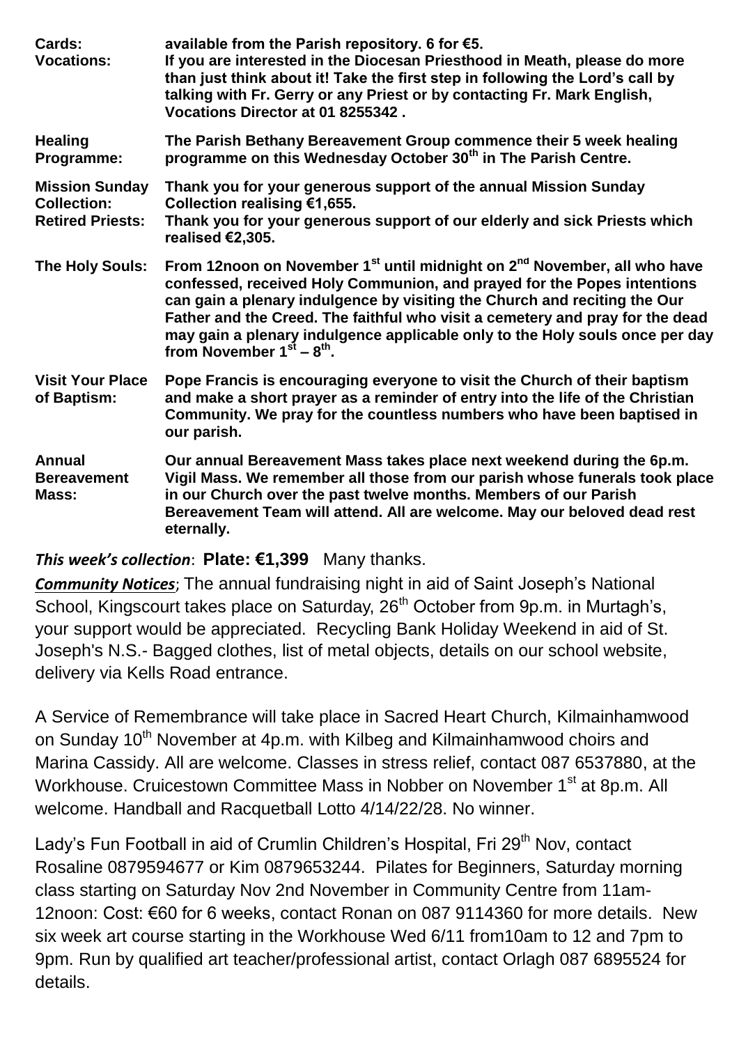**Cards:** **available from the Parish repository. 6 for €5.**

**Vocations:** **If you are interested in the Diocesan Priesthood in Meath, please do more than just think about it! Take the first step in following the Lord's call by talking with Fr. Gerry or any Priest or by contacting Fr. Mark English, Vocations Director at 01 8255342 .**

**Healing Programme:** **The Parish Bethany Bereavement Group commence their 5 week healing programme on this Wednesday October 30th in The Parish Centre.**

**Mission Sunday Collection:** **Thank you for your generous support of the annual Mission Sunday Collection realising €1,655.**

**Retired Priests:** **Thank you for your generous support of our elderly and sick Priests which realised €2,305.**

**The Holy Souls:** **From 12noon on November 1st until midnight on 2nd November, all who have confessed, received Holy Communion, and prayed for the Popes intentions can gain a plenary indulgence by visiting the Church and reciting the Our Father and the Creed. The faithful who visit a cemetery and pray for the dead may gain a plenary indulgence applicable only to the Holy souls once per day from November 1st – 8th.**

**Visit Your Place of Baptism:** **Pope Francis is encouraging everyone to visit the Church of their baptism and make a short prayer as a reminder of entry into the life of the Christian Community. We pray for the countless numbers who have been baptised in our parish.**

**Annual Bereavement Mass:** **Our annual Bereavement Mass takes place next weekend during the 6p.m. Vigil Mass. We remember all those from our parish whose funerals took place in our Church over the past twelve months. Members of our Parish Bereavement Team will attend. All are welcome. May our beloved dead rest eternally.**

***This week's collection*: Plate: €1,399** Many thanks.

***Community Notices***; The annual fundraising night in aid of Saint Joseph's National School, Kingscourt takes place on Saturday, 26th October from 9p.m. in Murtagh's, your support would be appreciated. Recycling Bank Holiday Weekend in aid of St. Joseph's N.S.- Bagged clothes, list of metal objects, details on our school website, delivery via Kells Road entrance.

A Service of Remembrance will take place in Sacred Heart Church, Kilmainhamwood on Sunday 10th November at 4p.m. with Kilbeg and Kilmainhamwood choirs and Marina Cassidy. All are welcome. Classes in stress relief, contact 087 6537880, at the Workhouse. Cruicestown Committee Mass in Nobber on November 1st at 8p.m. All welcome. Handball and Racquetball Lotto 4/14/22/28. No winner.

Lady's Fun Football in aid of Crumlin Children's Hospital, Fri 29th Nov, contact Rosaline 0879594677 or Kim 0879653244. Pilates for Beginners, Saturday morning class starting on Saturday Nov 2nd November in Community Centre from 11am-12noon: Cost: €60 for 6 weeks, contact Ronan on 087 9114360 for more details. New six week art course starting in the Workhouse Wed 6/11 from10am to 12 and 7pm to 9pm. Run by qualified art teacher/professional artist, contact Orlagh 087 6895524 for details.